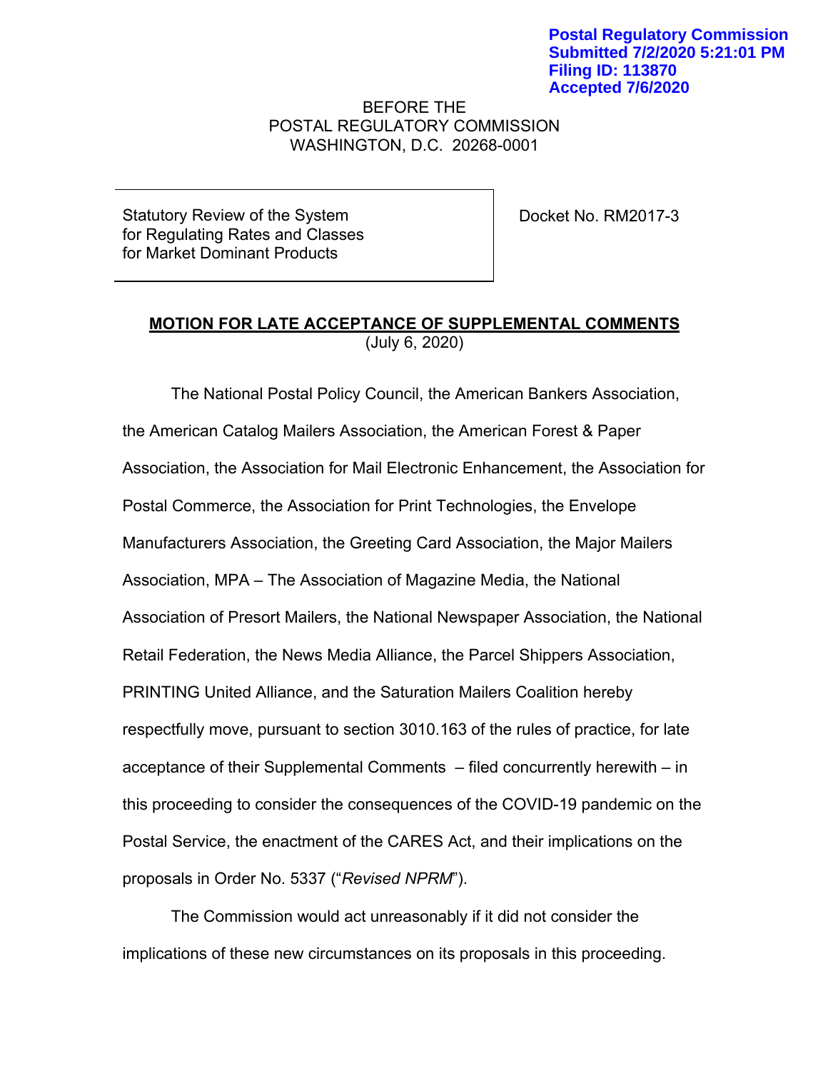Postal Regulatory Commission
Submitted 7/2/2020 5:21:01 PM
Filing ID: 113870
Accepted 7/6/2020

BEFORE THE
POSTAL REGULATORY COMMISSION
WASHINGTON, D.C. 20268-0001

| Statutory Review of the System for Regulating Rates and Classes for Market Dominant Products | Docket No. RM2017-3 |
|---|---|

**MOTION FOR LATE ACCEPTANCE OF SUPPLEMENTAL COMMENTS**
(July 6, 2020)

The National Postal Policy Council, the American Bankers Association, the American Catalog Mailers Association, the American Forest & Paper Association, the Association for Mail Electronic Enhancement, the Association for Postal Commerce, the Association for Print Technologies, the Envelope Manufacturers Association, the Greeting Card Association, the Major Mailers Association, MPA – The Association of Magazine Media, the National Association of Presort Mailers, the National Newspaper Association, the National Retail Federation, the News Media Alliance, the Parcel Shippers Association, PRINTING United Alliance, and the Saturation Mailers Coalition hereby respectfully move, pursuant to section 3010.163 of the rules of practice, for late acceptance of their Supplemental Comments – filed concurrently herewith – in this proceeding to consider the consequences of the COVID-19 pandemic on the Postal Service, the enactment of the CARES Act, and their implications on the proposals in Order No. 5337 ("*Revised NPRM*").

The Commission would act unreasonably if it did not consider the implications of these new circumstances on its proposals in this proceeding.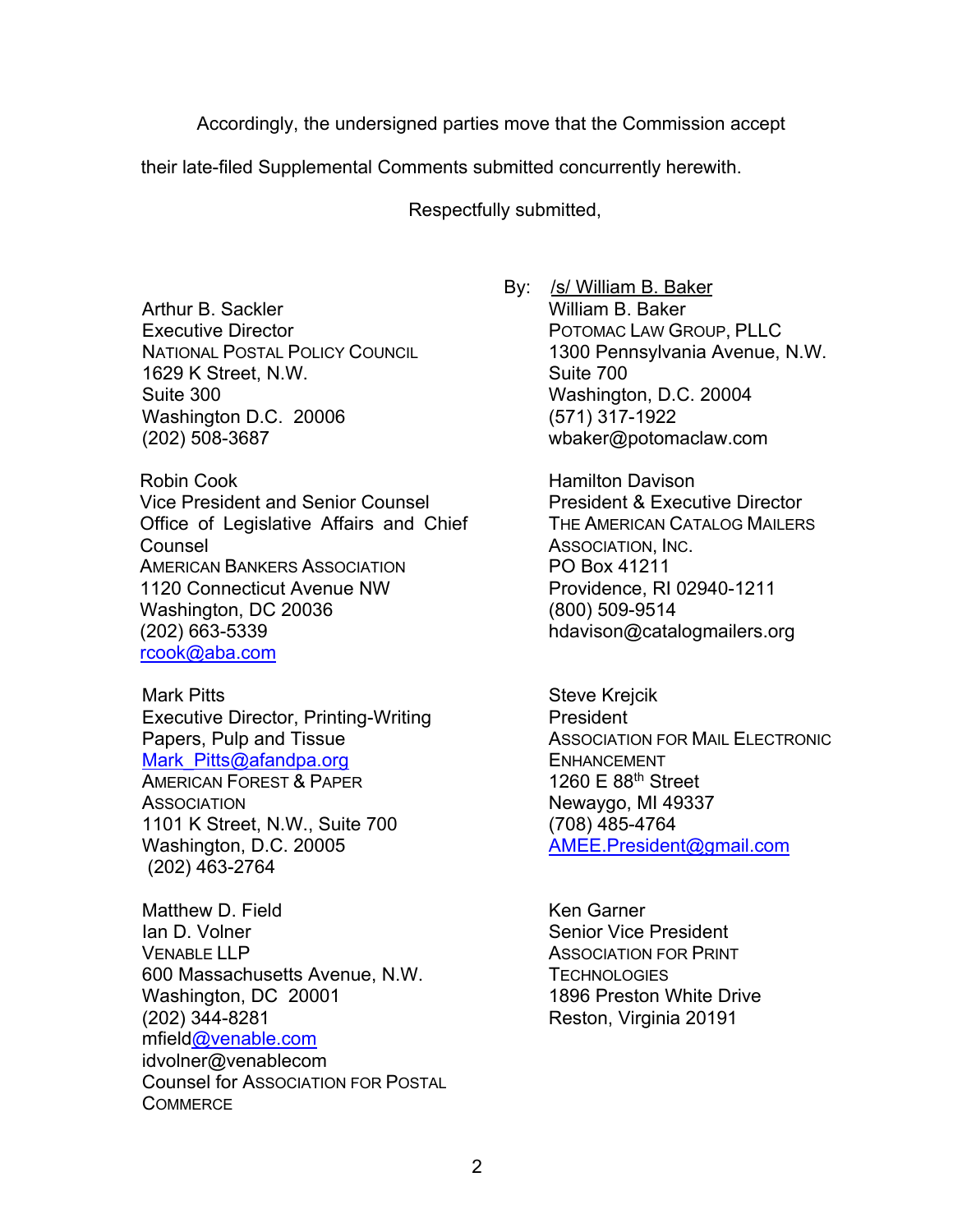Accordingly, the undersigned parties move that the Commission accept their late-filed Supplemental Comments submitted concurrently herewith.

Respectfully submitted,

By: /s/ William B. Baker
William B. Baker
POTOMAC LAW GROUP, PLLC
1300 Pennsylvania Avenue, N.W.
Suite 700
Washington, D.C. 20004
(571) 317-1922
wbaker@potomaclaw.com

Arthur B. Sackler
Executive Director
NATIONAL POSTAL POLICY COUNCIL
1629 K Street, N.W.
Suite 300
Washington D.C. 20006
(202) 508-3687

Hamilton Davison
President & Executive Director
THE AMERICAN CATALOG MAILERS ASSOCIATION, INC.
PO Box 41211
Providence, RI 02940-1211
(800) 509-9514
hdavison@catalogmailers.org

Robin Cook
Vice President and Senior Counsel
Office of Legislative Affairs and Chief Counsel
AMERICAN BANKERS ASSOCIATION
1120 Connecticut Avenue NW
Washington, DC 20036
(202) 663-5339
rcook@aba.com

Steve Krejcik
President
ASSOCIATION FOR MAIL ELECTRONIC ENHANCEMENT
1260 E 88th Street
Newaygo, MI 49337
(708) 485-4764
AMEE.President@gmail.com

Mark Pitts
Executive Director, Printing-Writing Papers, Pulp and Tissue
Mark_Pitts@afandpa.org
AMERICAN FOREST & PAPER ASSOCIATION
1101 K Street, N.W., Suite 700
Washington, D.C. 20005
(202) 463-2764

Ken Garner
Senior Vice President
ASSOCIATION FOR PRINT TECHNOLOGIES
1896 Preston White Drive
Reston, Virginia 20191

Matthew D. Field
Ian D. Volner
VENABLE LLP
600 Massachusetts Avenue, N.W.
Washington, DC 20001
(202) 344-8281
mfield@venable.com
idvolner@venablecom
Counsel for ASSOCIATION FOR POSTAL COMMERCE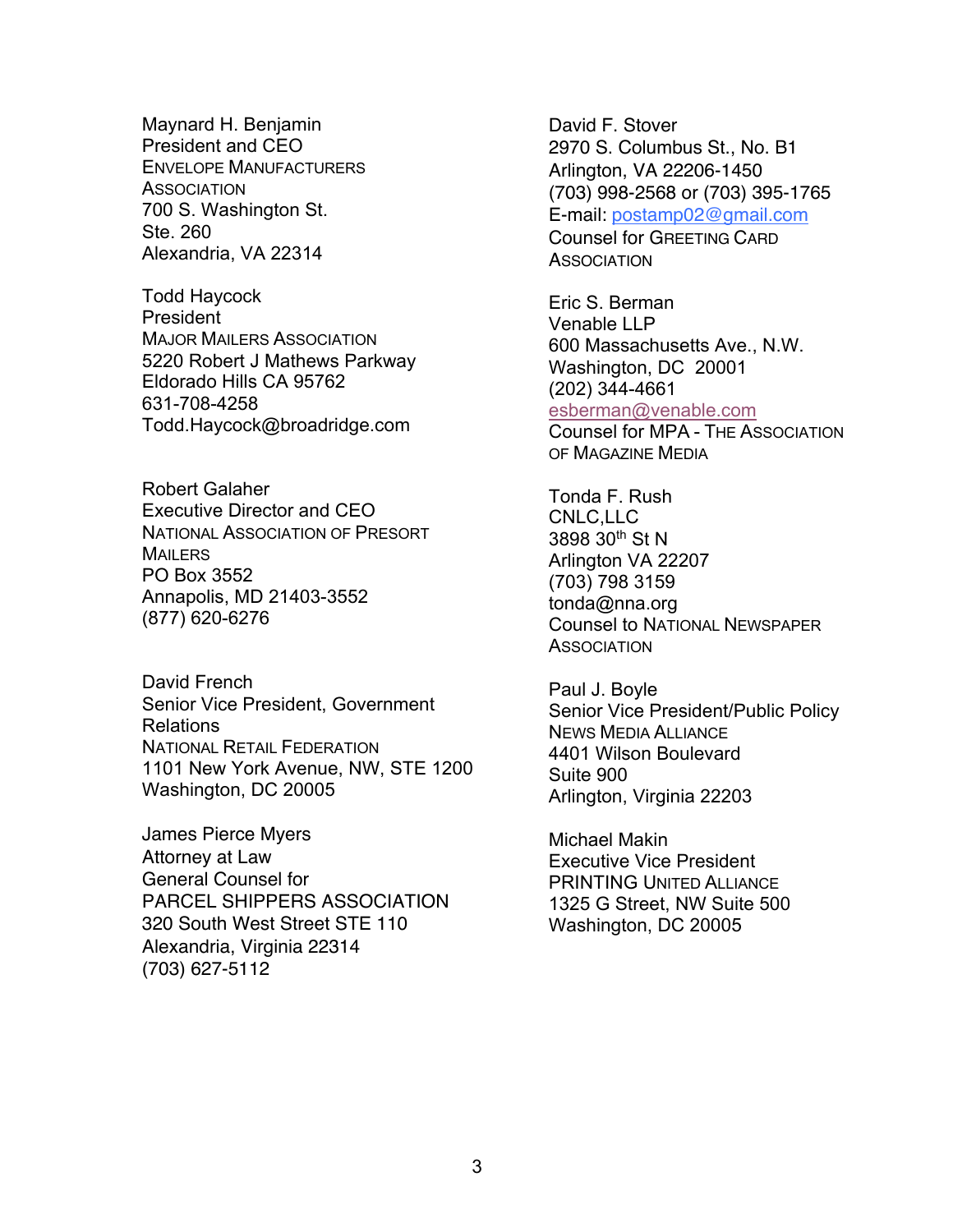Maynard H. Benjamin
President and CEO
ENVELOPE MANUFACTURERS ASSOCIATION
700 S. Washington St.
Ste. 260
Alexandria, VA 22314

Todd Haycock
President
MAJOR MAILERS ASSOCIATION
5220 Robert J Mathews Parkway
Eldorado Hills CA 95762
631-708-4258
Todd.Haycock@broadridge.com

Robert Galaher
Executive Director and CEO
NATIONAL ASSOCIATION OF PRESORT MAILERS
PO Box 3552
Annapolis, MD 21403-3552
(877) 620-6276

David French
Senior Vice President, Government Relations
NATIONAL RETAIL FEDERATION
1101 New York Avenue, NW, STE 1200
Washington, DC 20005

James Pierce Myers
Attorney at Law
General Counsel for
PARCEL SHIPPERS ASSOCIATION
320 South West Street STE 110
Alexandria, Virginia 22314
(703) 627-5112

David F. Stover
2970 S. Columbus St., No. B1
Arlington, VA 22206-1450
(703) 998-2568 or (703) 395-1765
E-mail: postamp02@gmail.com
Counsel for GREETING CARD ASSOCIATION

Eric S. Berman
Venable LLP
600 Massachusetts Ave., N.W.
Washington, DC 20001
(202) 344-4661
esberman@venable.com
Counsel for MPA - THE ASSOCIATION OF MAGAZINE MEDIA

Tonda F. Rush
CNLC,LLC
3898 30th St N
Arlington VA 22207
(703) 798 3159
tonda@nna.org
Counsel to NATIONAL NEWSPAPER ASSOCIATION

Paul J. Boyle
Senior Vice President/Public Policy
NEWS MEDIA ALLIANCE
4401 Wilson Boulevard
Suite 900
Arlington, Virginia 22203

Michael Makin
Executive Vice President
PRINTING UNITED ALLIANCE
1325 G Street, NW Suite 500
Washington, DC 20005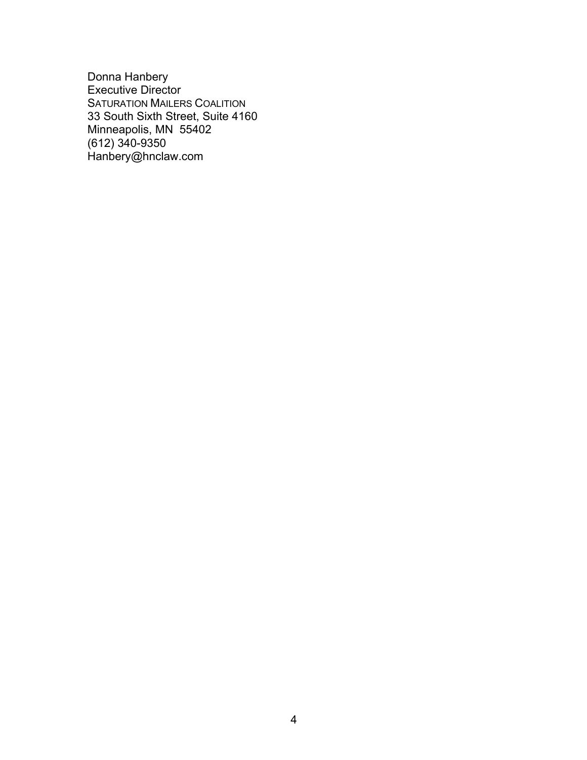Donna Hanbery
Executive Director
SATURATION MAILERS COALITION
33 South Sixth Street, Suite 4160
Minneapolis, MN 55402
(612) 340-9350
Hanbery@hnclaw.com